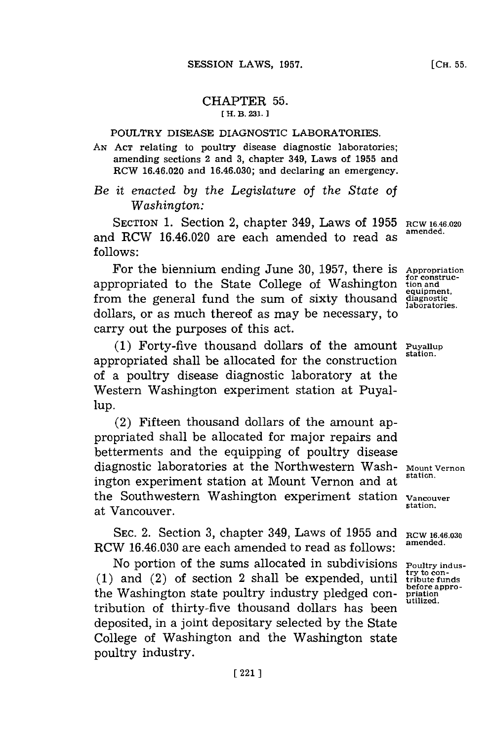# CHAPTER 55.

[H. B. 231.]

## POULTRY DISEASE DIAGNOSTIC LABORATORIES.

AN ACT relating to poultry disease diagnostic laboratories; amending sections 2 and 3, chapter 349, Laws of 1955 and RCW 16.46.020 and 16.46.030; and declaring an emergency.

*Be it enacted by the Legislature of the State of Washington:*

SECTION 1. Section 2, chapter 349, Laws of 1955 and RCW 16.46.020 are each amended to read as follows:

RCW 16.46.020 amended.

For the biennium ending June 30, 1957, there is appropriated to the State College of Washington from the general fund the sum of sixty thousand dollars, or as much thereof as may be necessary, to carry out the purposes of this act.

Appropriation for construction and equipment, diagnostic laboratories.

(1) Forty-five thousand dollars of the amount appropriated shall be allocated for the construction of a poultry disease diagnostic laboratory at the Western Washington experiment station at Puyallup.

Puyallup station.

(2) Fifteen thousand dollars of the amount appropriated shall be allocated for major repairs and betterments and the equipping of poultry disease diagnostic laboratories at the Northwestern Washington experiment station at Mount Vernon and at the Southwestern Washington experiment station at Vancouver.

Mount Vernon station.

Vancouver station.

SEC. 2. Section 3, chapter 349, Laws of 1955 and RCW 16.46.030 are each amended to read as follows:

RCW 16.46.030 amended.

No portion of the sums allocated in subdivisions (1) and (2) of section 2 shall be expended, until the Washington state poultry industry pledged contribution of thirty-five thousand dollars has been deposited, in a joint depositary selected by the State College of Washington and the Washington state poultry industry.

Poultry industry to contribute funds before appropriation utilized.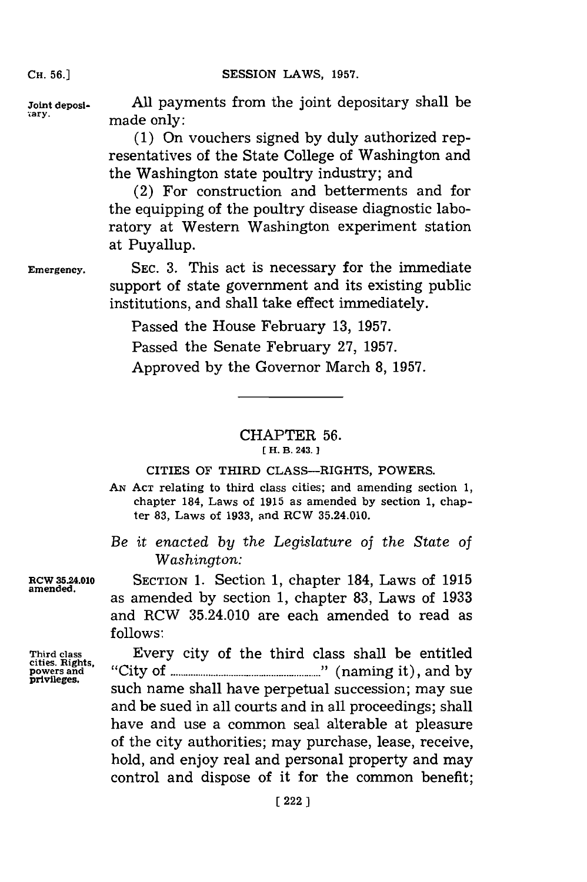Joint depositary.

All payments from the joint depositary shall be made only:

(1) On vouchers signed by duly authorized representatives of the State College of Washington and the Washington state poultry industry; and

(2) For construction and betterments and for the equipping of the poultry disease diagnostic laboratory at Western Washington experiment station at Puyallup.

Emergency.

SEC. 3. This act is necessary for the immediate support of state government and its existing public institutions, and shall take effect immediately.

Passed the House February 13, 1957.

Passed the Senate February 27, 1957.

Approved by the Governor March 8, 1957.

---

## CHAPTER 56.

[ H. B. 243. ]

### CITIES OF THIRD CLASS—RIGHTS, POWERS.

AN ACT relating to third class cities; and amending section 1, chapter 184, Laws of 1915 as amended by section 1, chapter 83, Laws of 1933, and RCW 35.24.010.

*Be it enacted by the Legislature of the State of Washington:*

RCW 35.24.010 amended.

SECTION 1. Section 1, chapter 184, Laws of 1915 as amended by section 1, chapter 83, Laws of 1933 and RCW 35.24.010 are each amended to read as follows:

Third class cities. Rights, powers and privileges.

Every city of the third class shall be entitled "City of ........................................" (naming it), and by such name shall have perpetual succession; may sue and be sued in all courts and in all proceedings; shall have and use a common seal alterable at pleasure of the city authorities; may purchase, lease, receive, hold, and enjoy real and personal property and may control and dispose of it for the common benefit;